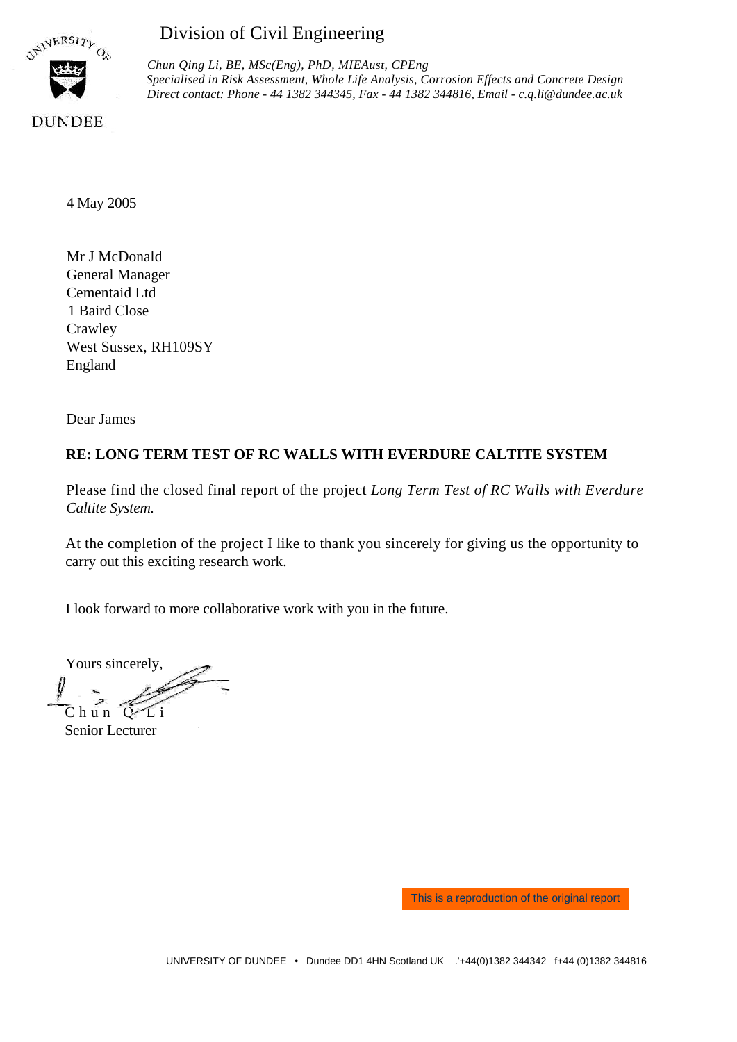UNIVERSITY OF DUNDEE

# Division of Civil Engineering

*Chun Qing Li, BE, MSc(Eng), PhD, MIEAust, CPEng*
*Specialised in Risk Assessment, Whole Life Analysis, Corrosion Effects and Concrete Design*
*Direct contact: Phone - 44 1382 344345, Fax - 44 1382 344816, Email - c.q.li@dundee.ac.uk*

4 May 2005

Mr J McDonald
General Manager
Cementaid Ltd
1 Baird Close
Crawley
West Sussex, RH109SY
England

Dear James

**RE: LONG TERM TEST OF RC WALLS WITH EVERDURE CALTITE SYSTEM**

Please find the closed final report of the project *Long Term Test of RC Walls with Everdure Caltite System.*

At the completion of the project I like to thank you sincerely for giving us the opportunity to carry out this exciting research work.

I look forward to more collaborative work with you in the future.

Yours sincerely,

Chun Q Li
Senior Lecturer

This is a reproduction of the original report

UNIVERSITY OF DUNDEE • Dundee DD1 4HN Scotland UK '+44(0)1382 344342 f+44 (0)1382 344816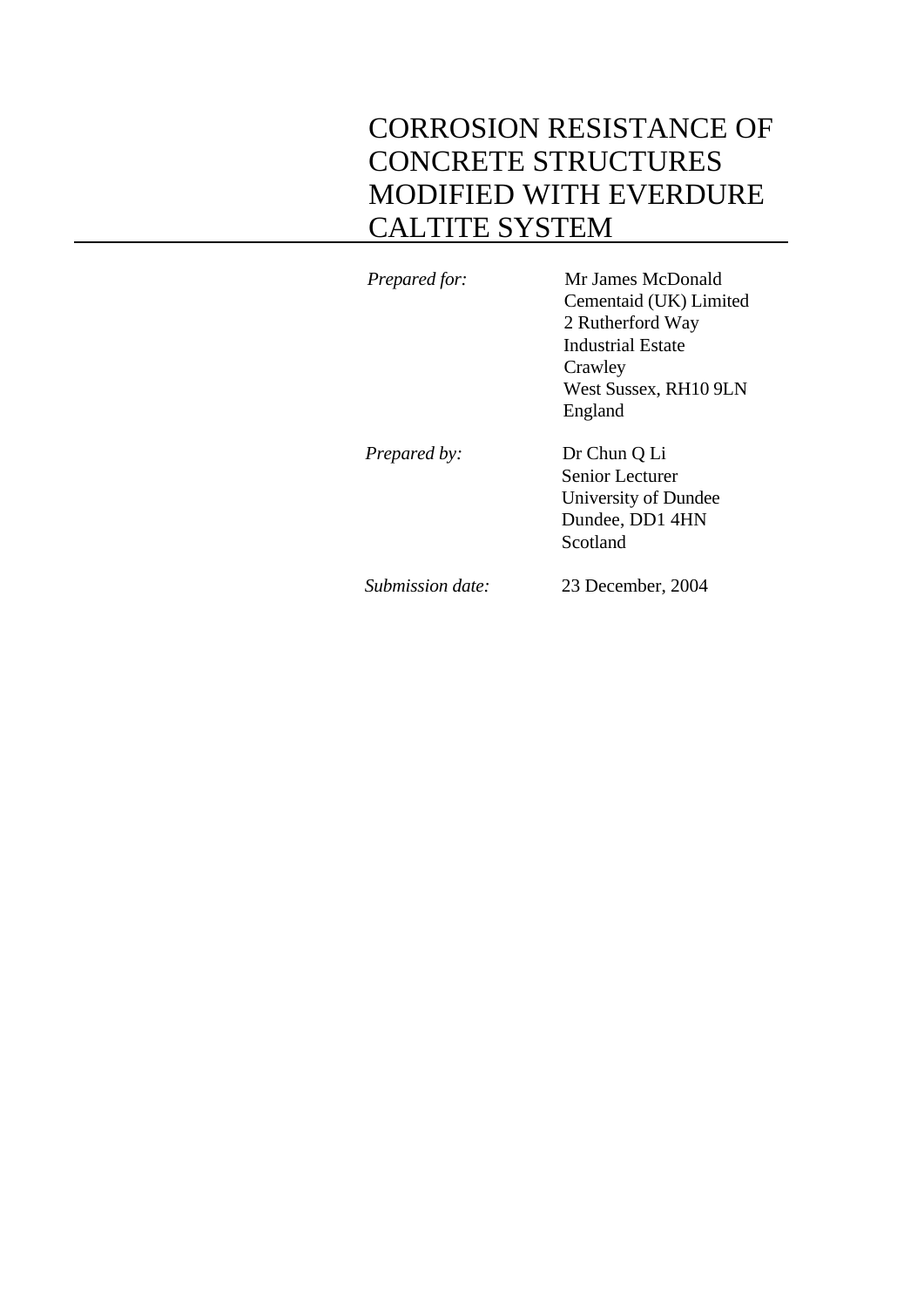# CORROSION RESISTANCE OF CONCRETE STRUCTURES MODIFIED WITH EVERDURE CALTITE SYSTEM

| | |
|---|---|
| *Prepared for:* | Mr James McDonald<br>Cementaid (UK) Limited<br>2 Rutherford Way<br>Industrial Estate<br>Crawley<br>West Sussex, RH10 9LN<br>England |
| *Prepared by:* | Dr Chun Q Li<br>Senior Lecturer<br>University of Dundee<br>Dundee, DD1 4HN<br>Scotland |
| *Submission date:* | 23 December, 2004 |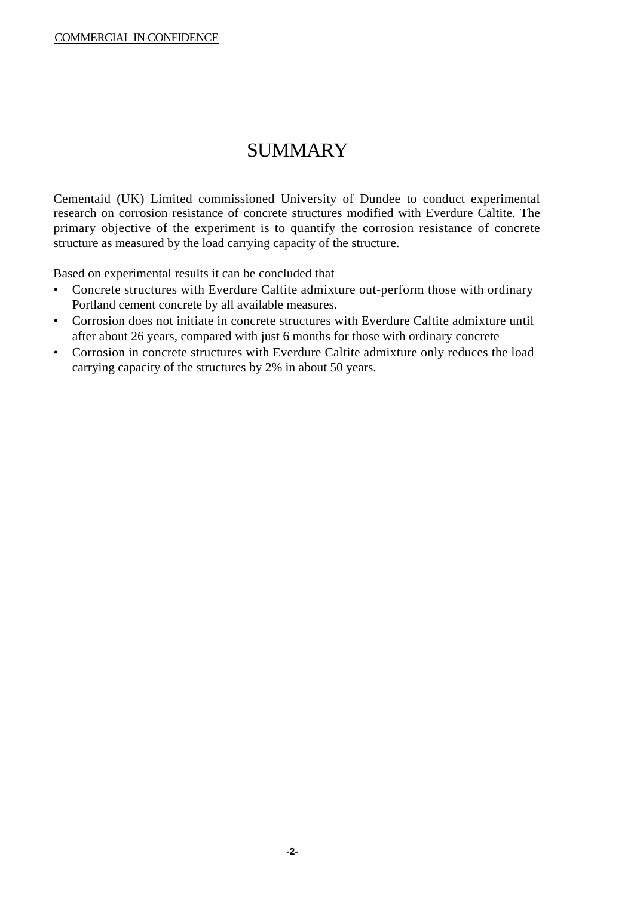# SUMMARY

Cementaid (UK) Limited commissioned University of Dundee to conduct experimental research on corrosion resistance of concrete structures modified with Everdure Caltite. The primary objective of the experiment is to quantify the corrosion resistance of concrete structure as measured by the load carrying capacity of the structure.

Based on experimental results it can be concluded that

- Concrete structures with Everdure Caltite admixture out-perform those with ordinary Portland cement concrete by all available measures.
- Corrosion does not initiate in concrete structures with Everdure Caltite admixture until after about 26 years, compared with just 6 months for those with ordinary concrete
- Corrosion in concrete structures with Everdure Caltite admixture only reduces the load carrying capacity of the structures by 2% in about 50 years.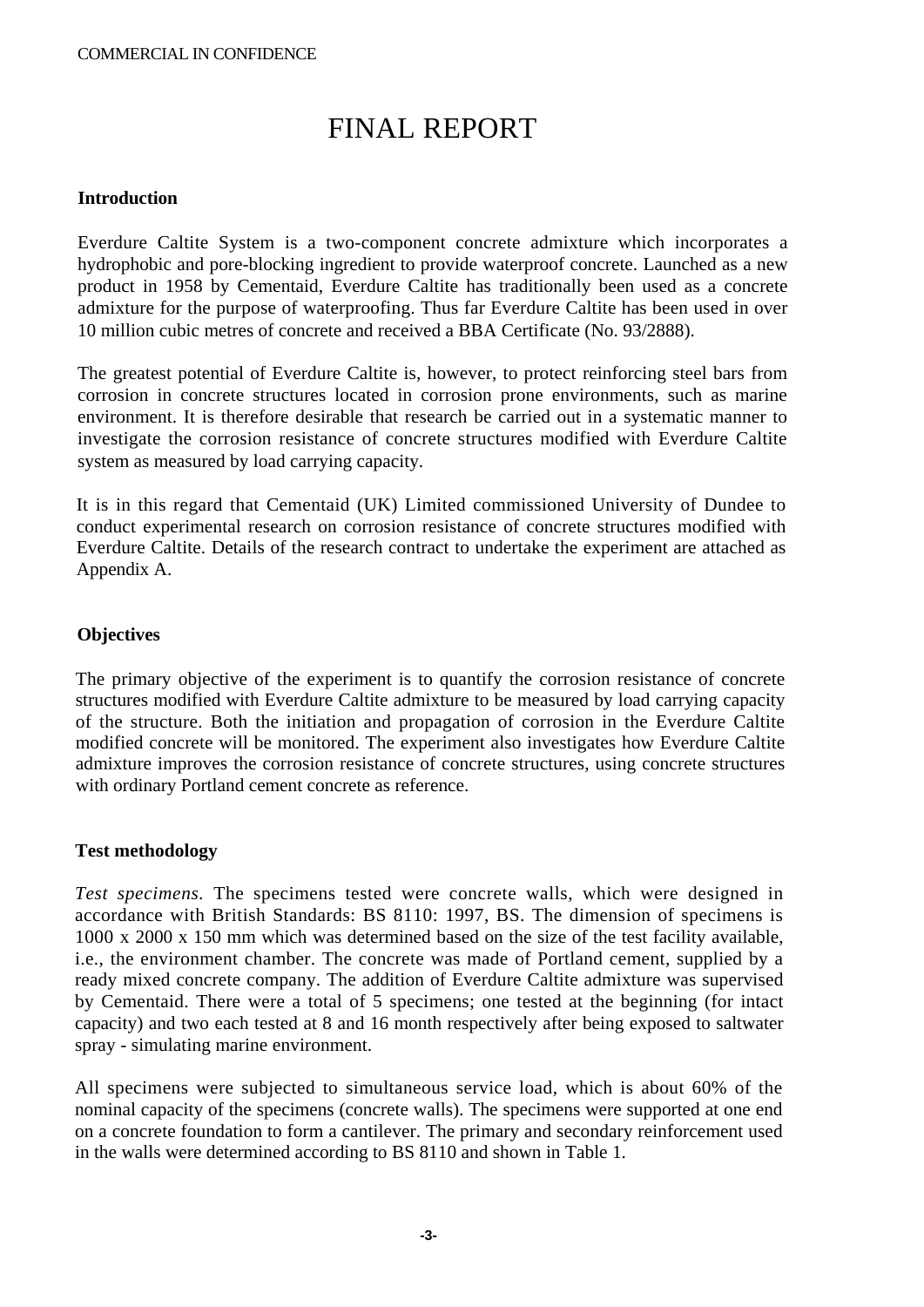# FINAL REPORT

**Introduction**

Everdure Caltite System is a two-component concrete admixture which incorporates a hydrophobic and pore-blocking ingredient to provide waterproof concrete. Launched as a new product in 1958 by Cementaid, Everdure Caltite has traditionally been used as a concrete admixture for the purpose of waterproofing. Thus far Everdure Caltite has been used in over 10 million cubic metres of concrete and received a BBA Certificate (No. 93/2888).

The greatest potential of Everdure Caltite is, however, to protect reinforcing steel bars from corrosion in concrete structures located in corrosion prone environments, such as marine environment. It is therefore desirable that research be carried out in a systematic manner to investigate the corrosion resistance of concrete structures modified with Everdure Caltite system as measured by load carrying capacity.

It is in this regard that Cementaid (UK) Limited commissioned University of Dundee to conduct experimental research on corrosion resistance of concrete structures modified with Everdure Caltite. Details of the research contract to undertake the experiment are attached as Appendix A.

**Objectives**

The primary objective of the experiment is to quantify the corrosion resistance of concrete structures modified with Everdure Caltite admixture to be measured by load carrying capacity of the structure. Both the initiation and propagation of corrosion in the Everdure Caltite modified concrete will be monitored. The experiment also investigates how Everdure Caltite admixture improves the corrosion resistance of concrete structures, using concrete structures with ordinary Portland cement concrete as reference.

**Test methodology**

*Test specimens.* The specimens tested were concrete walls, which were designed in accordance with British Standards: BS 8110: 1997, BS. The dimension of specimens is 1000 x 2000 x 150 mm which was determined based on the size of the test facility available, i.e., the environment chamber. The concrete was made of Portland cement, supplied by a ready mixed concrete company. The addition of Everdure Caltite admixture was supervised by Cementaid. There were a total of 5 specimens; one tested at the beginning (for intact capacity) and two each tested at 8 and 16 month respectively after being exposed to saltwater spray - simulating marine environment.

All specimens were subjected to simultaneous service load, which is about 60% of the nominal capacity of the specimens (concrete walls). The specimens were supported at one end on a concrete foundation to form a cantilever. The primary and secondary reinforcement used in the walls were determined according to BS 8110 and shown in Table 1.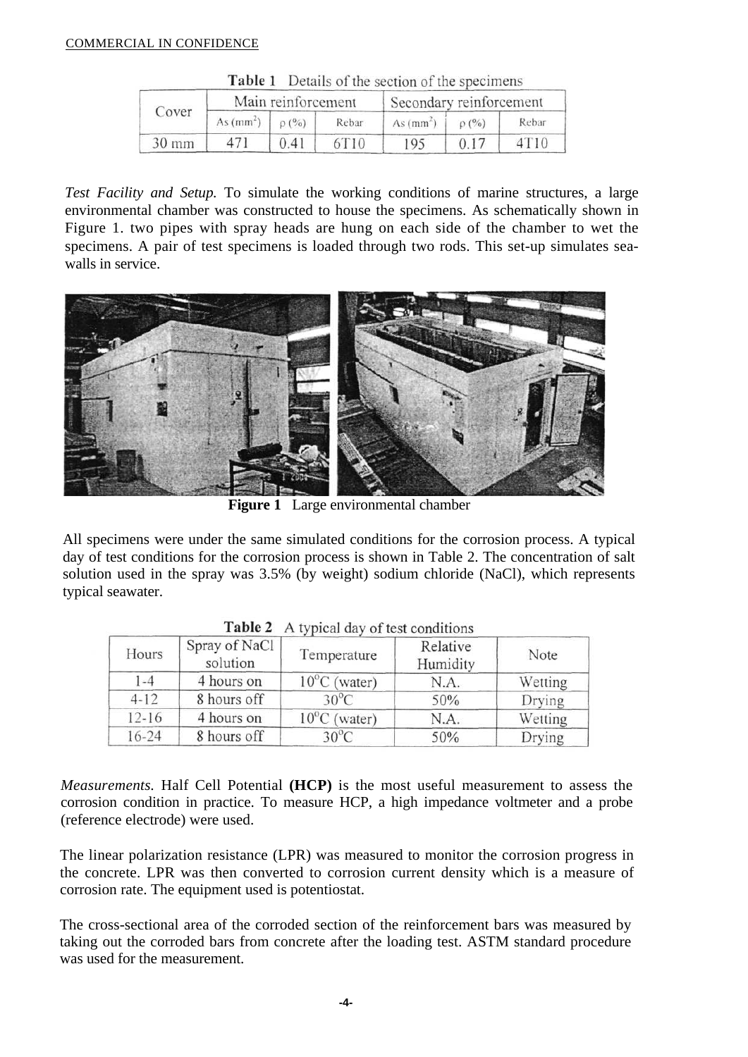COMMERCIAL IN CONFIDENCE

**Table 1** Details of the section of the specimens

| Cover | Main reinforcement | | | Secondary reinforcement | | |
|---|---|---|---|---|---|---|
| | As ($mm^2$) | ρ (%) | Rebar | As ($mm^2$) | ρ (%) | Rebar |
| 30 mm | 471 | 0.41 | 6T10 | 195 | 0.17 | 4T10 |

*Test Facility and Setup.* To simulate the working conditions of marine structures, a large environmental chamber was constructed to house the specimens. As schematically shown in Figure 1. two pipes with spray heads are hung on each side of the chamber to wet the specimens. A pair of test specimens is loaded through two rods. This set-up simulates sea-walls in service.

**Figure 1** Large environmental chamber

All specimens were under the same simulated conditions for the corrosion process. A typical day of test conditions for the corrosion process is shown in Table 2. The concentration of salt solution used in the spray was 3.5% (by weight) sodium chloride (NaCl), which represents typical seawater.

**Table 2** A typical day of test conditions

| Hours | Spray of NaCl solution | Temperature | Relative Humidity | Note |
|---|---|---|---|---|
| 1-4 | 4 hours on | 10°C (water) | N.A. | Wetting |
| 4-12 | 8 hours off | 30°C | 50% | Drying |
| 12-16 | 4 hours on | 10°C (water) | N.A. | Wetting |
| 16-24 | 8 hours off | 30°C | 50% | Drying |

*Measurements.* Half Cell Potential **(HCP)** is the most useful measurement to assess the corrosion condition in practice. To measure HCP, a high impedance voltmeter and a probe (reference electrode) were used.

The linear polarization resistance (LPR) was measured to monitor the corrosion progress in the concrete. LPR was then converted to corrosion current density which is a measure of corrosion rate. The equipment used is potentiostat.

The cross-sectional area of the corroded section of the reinforcement bars was measured by taking out the corroded bars from concrete after the loading test. ASTM standard procedure was used for the measurement.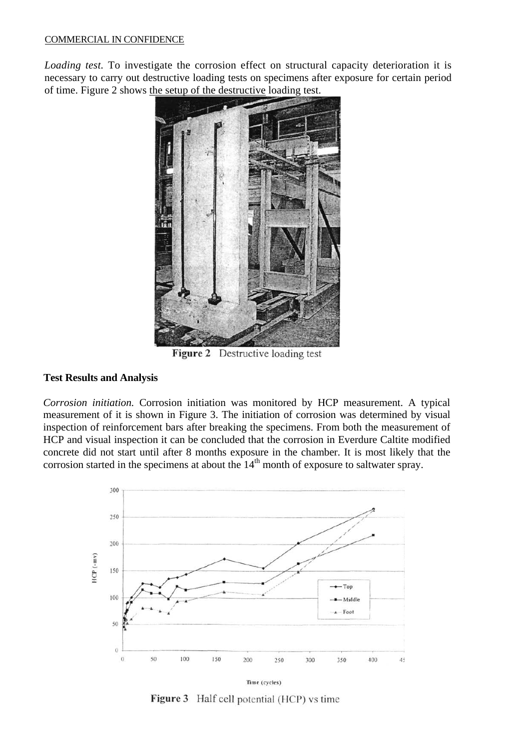*Loading test.* To investigate the corrosion effect on structural capacity deterioration it is necessary to carry out destructive loading tests on specimens after exposure for certain period of time. Figure 2 shows the setup of the destructive loading test.

**Figure 2** Destructive loading test

**Test Results and Analysis**

*Corrosion initiation.* Corrosion initiation was monitored by HCP measurement. A typical measurement of it is shown in Figure 3. The initiation of corrosion was determined by visual inspection of reinforcement bars after breaking the specimens. From both the measurement of HCP and visual inspection it can be concluded that the corrosion in Everdure Caltite modified concrete did not start until after 8 months exposure in the chamber. It is most likely that the corrosion started in the specimens at about the 14$^{th}$ month of exposure to saltwater spray.

**Figure 3** Half cell potential (HCP) vs time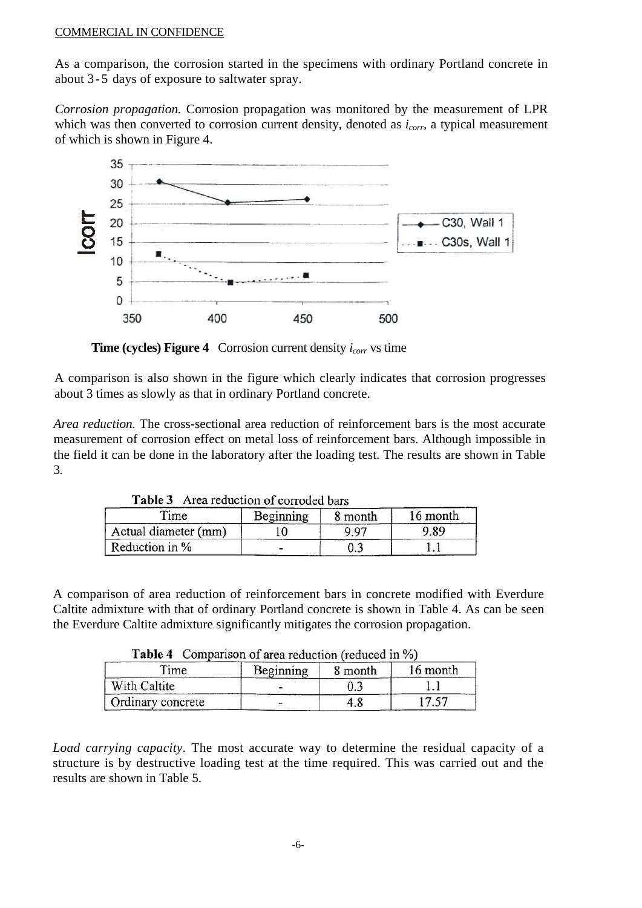As a comparison, the corrosion started in the specimens with ordinary Portland concrete in about 3-5 days of exposure to saltwater spray.

*Corrosion propagation.* Corrosion propagation was monitored by the measurement of LPR which was then converted to corrosion current density, denoted as $i_{corr}$, a typical measurement of which is shown in Figure 4.

**Time (cycles) Figure 4** Corrosion current density $i_{corr}$ vs time

A comparison is also shown in the figure which clearly indicates that corrosion progresses about 3 times as slowly as that in ordinary Portland concrete.

*Area reduction.* The cross-sectional area reduction of reinforcement bars is the most accurate measurement of corrosion effect on metal loss of reinforcement bars. Although impossible in the field it can be done in the laboratory after the loading test. The results are shown in Table 3.

**Table 3** Area reduction of corroded bars

| Time | Beginning | 8 month | 16 month |
|---|---|---|---|
| Actual diameter (mm) | 10 | 9.97 | 9.89 |
| Reduction in % | - | 0.3 | 1.1 |

A comparison of area reduction of reinforcement bars in concrete modified with Everdure Caltite admixture with that of ordinary Portland concrete is shown in Table 4. As can be seen the Everdure Caltite admixture significantly mitigates the corrosion propagation.

**Table 4** Comparison of area reduction (reduced in %)

| Time | Beginning | 8 month | 16 month |
|---|---|---|---|
| With Caltite | - | 0.3 | 1.1 |
| Ordinary concrete | - | 4.8 | 17.57 |

*Load carrying capacity.* The most accurate way to determine the residual capacity of a structure is by destructive loading test at the time required. This was carried out and the results are shown in Table 5.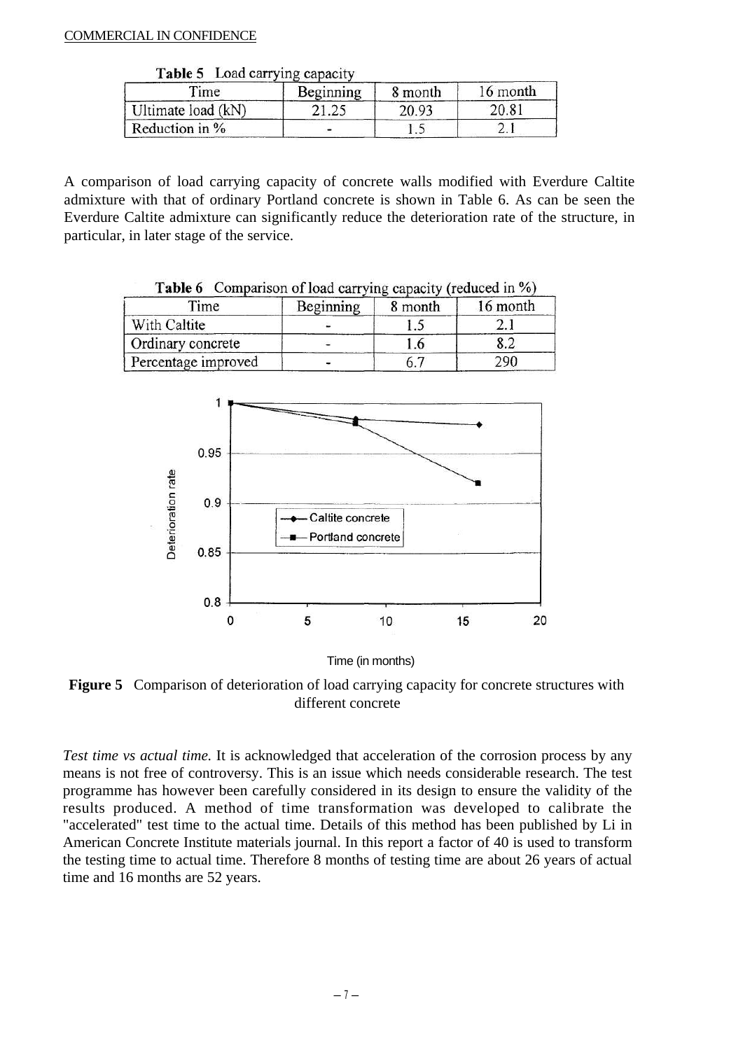**Table 5** Load carrying capacity

| Time | Beginning | 8 month | 16 month |
|---|---|---|---|
| Ultimate load (kN) | 21.25 | 20.93 | 20.81 |
| Reduction in % | - | 1.5 | 2.1 |

A comparison of load carrying capacity of concrete walls modified with Everdure Caltite admixture with that of ordinary Portland concrete is shown in Table 6. As can be seen the Everdure Caltite admixture can significantly reduce the deterioration rate of the structure, in particular, in later stage of the service.

**Table 6** Comparison of load carrying capacity (reduced in %)

| Time | Beginning | 8 month | 16 month |
|---|---|---|---|
| With Caltite | - | 1.5 | 2.1 |
| Ordinary concrete | - | 1.6 | 8.2 |
| Percentage improved | - | 6.7 | 290 |

**Figure 5** Comparison of deterioration of load carrying capacity for concrete structures with different concrete

*Test time vs actual time.* It is acknowledged that acceleration of the corrosion process by any means is not free of controversy. This is an issue which needs considerable research. The test programme has however been carefully considered in its design to ensure the validity of the results produced. A method of time transformation was developed to calibrate the "accelerated" test time to the actual time. Details of this method has been published by Li in American Concrete Institute materials journal. In this report a factor of 40 is used to transform the testing time to actual time. Therefore 8 months of testing time are about 26 years of actual time and 16 months are 52 years.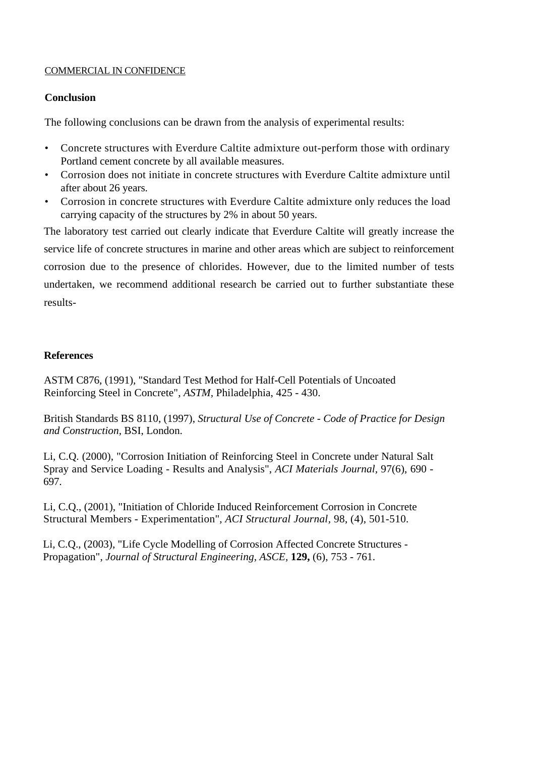COMMERCIAL IN CONFIDENCE

## Conclusion

The following conclusions can be drawn from the analysis of experimental results:

- Concrete structures with Everdure Caltite admixture out-perform those with ordinary Portland cement concrete by all available measures.
- Corrosion does not initiate in concrete structures with Everdure Caltite admixture until after about 26 years.
- Corrosion in concrete structures with Everdure Caltite admixture only reduces the load carrying capacity of the structures by 2% in about 50 years.

The laboratory test carried out clearly indicate that Everdure Caltite will greatly increase the service life of concrete structures in marine and other areas which are subject to reinforcement corrosion due to the presence of chlorides. However, due to the limited number of tests undertaken, we recommend additional research be carried out to further substantiate these results-

## References

ASTM C876, (1991), "Standard Test Method for Half-Cell Potentials of Uncoated Reinforcing Steel in Concrete", *ASTM*, Philadelphia, 425 - 430.

British Standards BS 8110, (1997), *Structural Use of Concrete - Code of Practice for Design and Construction*, BSI, London.

Li, C.Q. (2000), "Corrosion Initiation of Reinforcing Steel in Concrete under Natural Salt Spray and Service Loading - Results and Analysis", *ACI Materials Journal*, 97(6), 690 - 697.

Li, C.Q., (2001), "Initiation of Chloride Induced Reinforcement Corrosion in Concrete Structural Members - Experimentation", *ACI Structural Journal*, 98, (4), 501-510.

Li, C.Q., (2003), "Life Cycle Modelling of Corrosion Affected Concrete Structures - Propagation", *Journal of Structural Engineering, ASCE*, **129,** (6), 753 - 761.